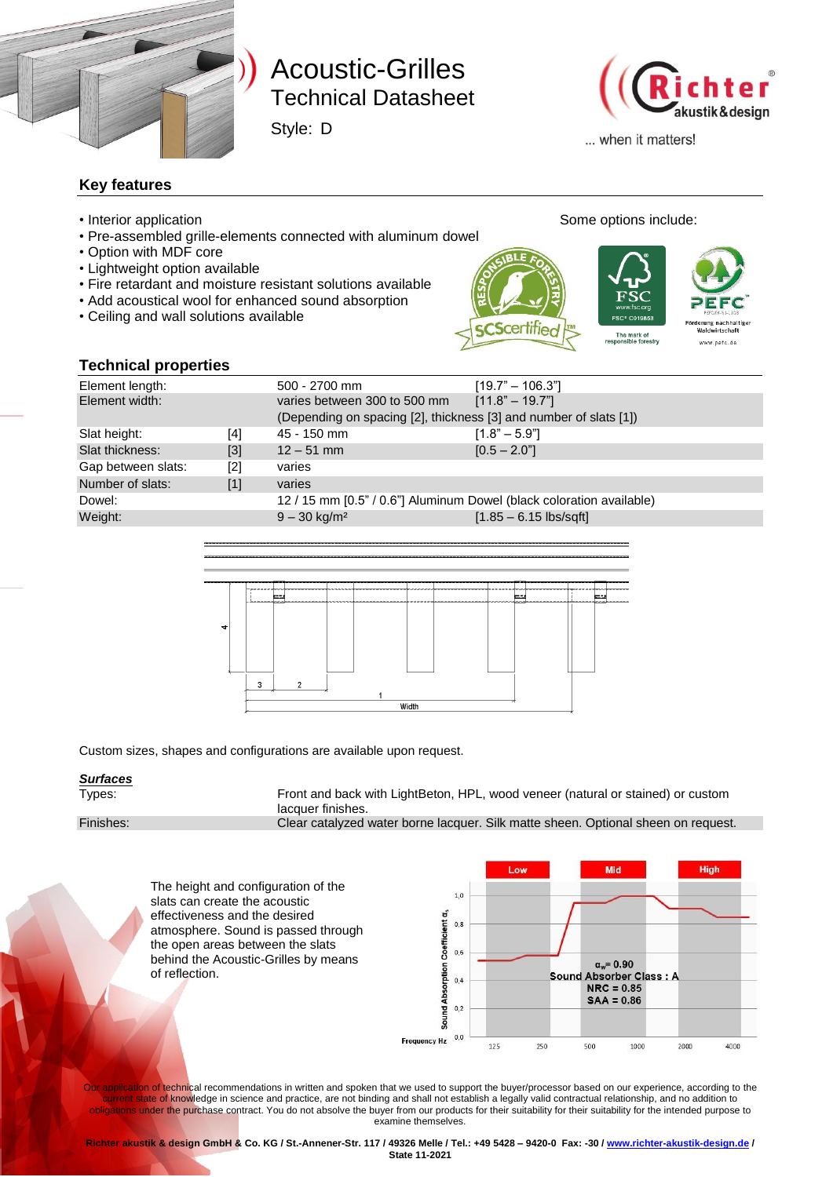# Acoustic-Grilles

## Technical Datasheet

Style: D

... when it matters!

## Key features

- Interior application
- Pre-assembled grille-elements connected with aluminum dowel
- Option with MDF core
- Lightweight option available
- Fire retardant and moisture resistant solutions available
- Add acoustical wool for enhanced sound absorption
- Ceiling and wall solutions available

Some options include:

## Technical properties

| | | | |
|---|---|---|---|
| Element length: | | 500 - 2700 mm | [19.7" – 106.3"] |
| Element width: | | varies between 300 to 500 mm | [11.8" – 19.7"] |
| | | (Depending on spacing [2], thickness [3] and number of slats [1]) | |
| Slat height: | [4] | 45 - 150 mm | [1.8" – 5.9"] |
| Slat thickness: | [3] | 12 – 51 mm | [0.5 – 2.0"] |
| Gap between slats: | [2] | varies | |
| Number of slats: | [1] | varies | |
| Dowel: | | 12 / 15 mm [0.5" / 0.6"] Aluminum Dowel (black coloration available) | |
| Weight: | | 9 – 30 kg/m² | [1.85 – 6.15 lbs/sqft] |

Custom sizes, shapes and configurations are available upon request.

### *Surfaces*

| | |
|---|---|
| Types: | Front and back with LightBeton, HPL, wood veneer (natural or stained) or custom lacquer finishes. |
| Finishes: | Clear catalyzed water borne lacquer. Silk matte sheen. Optional sheen on request. |

The height and configuration of the slats can create the acoustic effectiveness and the desired atmosphere. Sound is passed through the open areas between the slats behind the Acoustic-Grilles by means of reflection.

$\alpha_w$ = 0.90
Sound Absorber Class : A
NRC = 0.85
SAA = 0.86

Our application of technical recommendations in written and spoken that we used to support the buyer/processor based on our experience, according to the current state of knowledge in science and practice, are not binding and shall not establish a legally valid contractual relationship, and no addition to obligations under the purchase contract. You do not absolve the buyer from our products for their suitability for their suitability for the intended purpose to examine themselves.

**Richter akustik & design GmbH & Co. KG / St.-Annener-Str. 117 / 49326 Melle / Tel.: +49 5428 – 9420-0 Fax: -30 / www.richter-akustik-design.de / State 11-2021**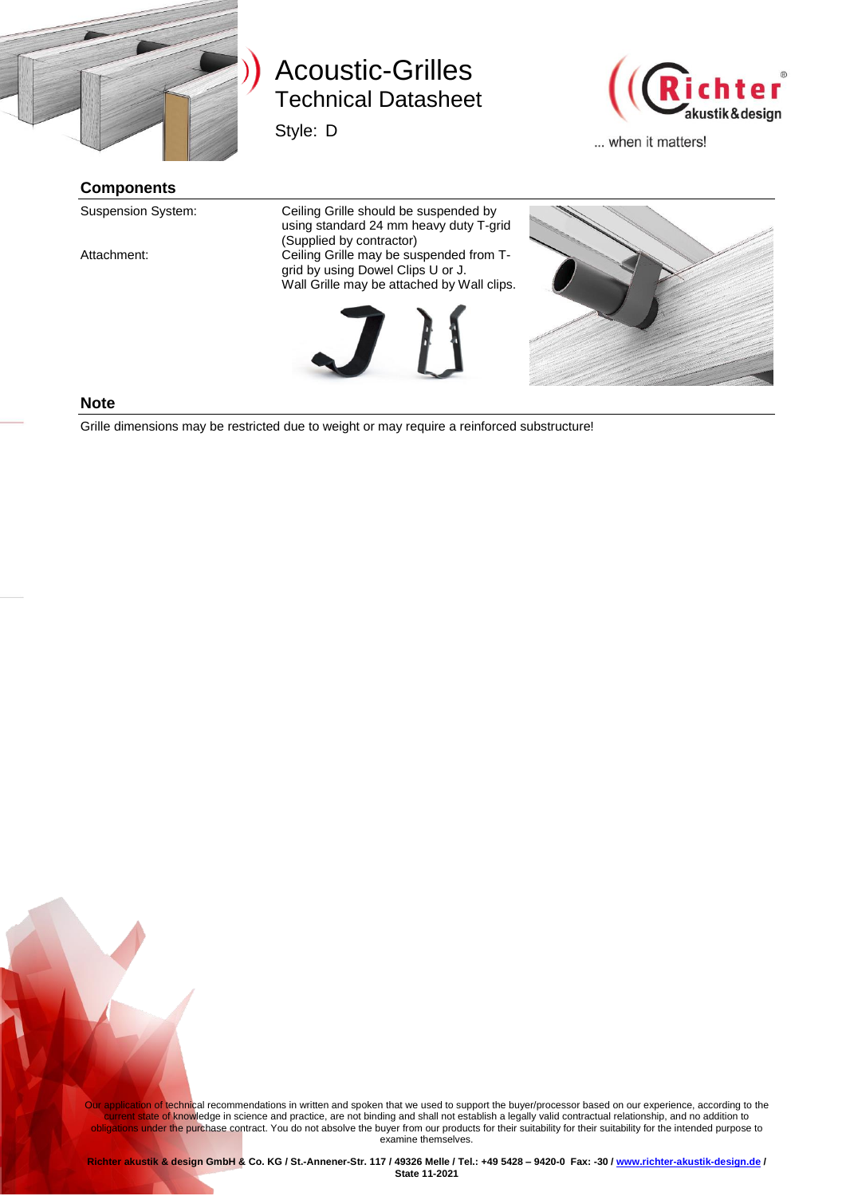# Acoustic-Grilles
## Technical Datasheet

Style: D

... when it matters!

## Components

| | |
|---|---|
| Suspension System: | Ceiling Grille should be suspended by using standard 24 mm heavy duty T-grid (Supplied by contractor) |
| Attachment: | Ceiling Grille may be suspended from T-grid by using Dowel Clips U or J.<br>Wall Grille may be attached by Wall clips. |

## Note

Grille dimensions may be restricted due to weight or may require a reinforced substructure!

Our application of technical recommendations in written and spoken that we used to support the buyer/processor based on our experience, according to the current state of knowledge in science and practice, are not binding and shall not establish a legally valid contractual relationship, and no addition to obligations under the purchase contract. You do not absolve the buyer from our products for their suitability for their suitability for the intended purpose to examine themselves.

**Richter akustik & design GmbH & Co. KG / St.-Annener-Str. 117 / 49326 Melle / Tel.: +49 5428 – 9420-0 Fax: -30 / www.richter-akustik-design.de / State 11-2021**